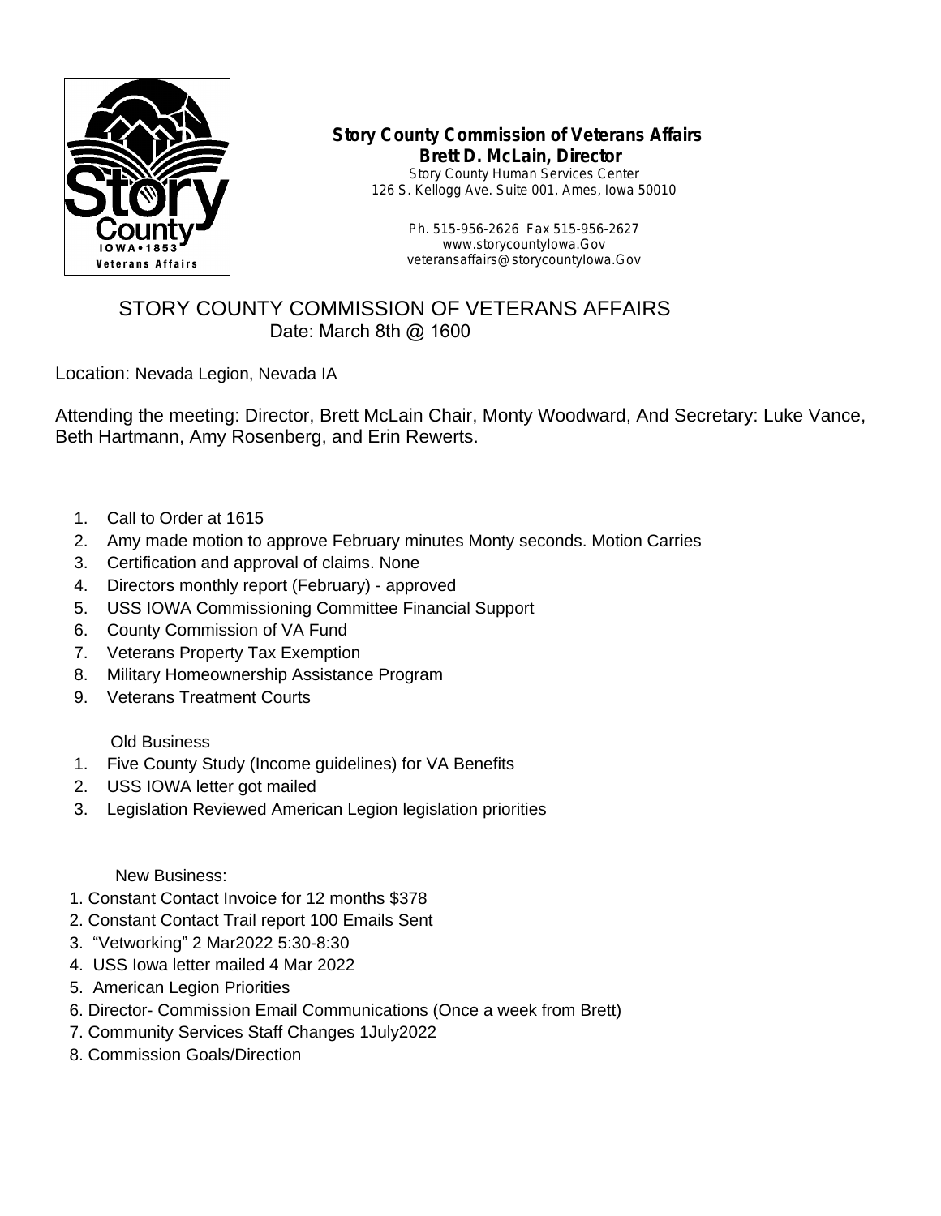**Story County Commission of Veterans Affairs**
**Brett D. McLain, Director**
Story County Human Services Center
126 S. Kellogg Ave. Suite 001, Ames, Iowa 50010

Ph. 515-956-2626 Fax 515-956-2627
www.storycountyIowa.Gov
veteransaffairs@storycountyIowa.Gov

# STORY COUNTY COMMISSION OF VETERANS AFFAIRS

Date: March 8th @ 1600

Location: Nevada Legion, Nevada IA

Attending the meeting: Director, Brett McLain Chair, Monty Woodward, And Secretary: Luke Vance, Beth Hartmann, Amy Rosenberg, and Erin Rewerts.

1. Call to Order at 1615
2. Amy made motion to approve February minutes Monty seconds. Motion Carries
3. Certification and approval of claims. None
4. Directors monthly report (February) - approved
5. USS IOWA Commissioning Committee Financial Support
6. County Commission of VA Fund
7. Veterans Property Tax Exemption
8. Military Homeownership Assistance Program
9. Veterans Treatment Courts

Old Business

1. Five County Study (Income guidelines) for VA Benefits
2. USS IOWA letter got mailed
3. Legislation Reviewed American Legion legislation priorities

New Business:

1. Constant Contact Invoice for 12 months $378
2. Constant Contact Trail report 100 Emails Sent
3. "Vetworking" 2 Mar2022 5:30-8:30
4. USS Iowa letter mailed 4 Mar 2022
5. American Legion Priorities
6. Director- Commission Email Communications (Once a week from Brett)
7. Community Services Staff Changes 1July2022
8. Commission Goals/Direction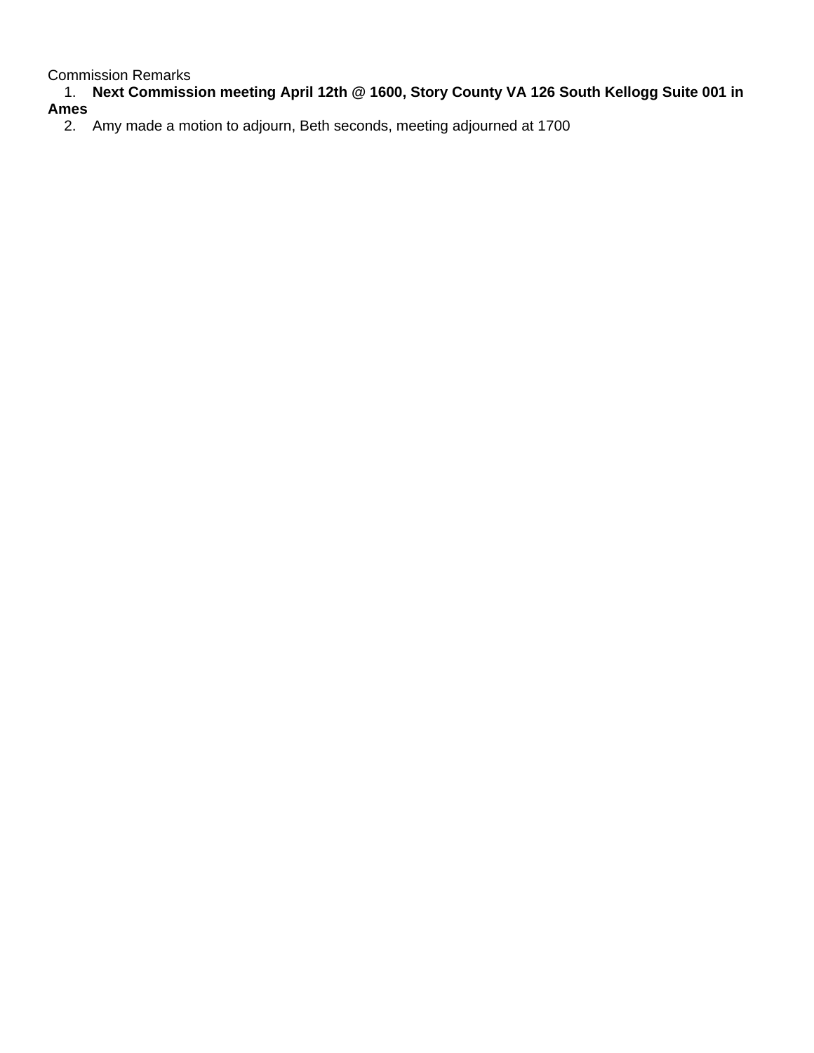Commission Remarks

1. **Next Commission meeting April 12th @ 1600, Story County VA 126 South Kellogg Suite 001 in Ames**
2. Amy made a motion to adjourn, Beth seconds, meeting adjourned at 1700